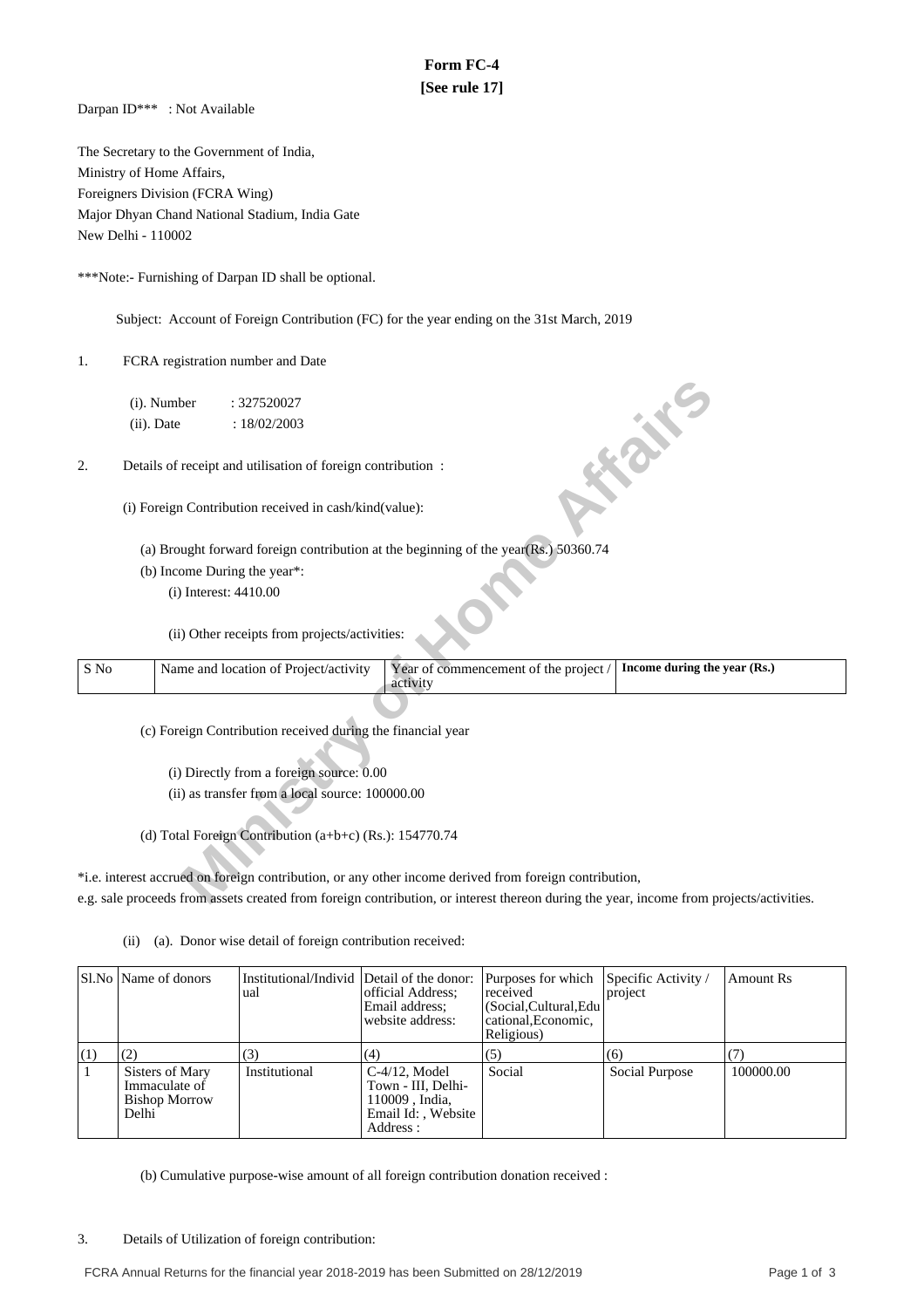# Form FC-4

**[See rule 17]**

Darpan ID*** : Not Available

The Secretary to the Government of India,
Ministry of Home Affairs,
Foreigners Division (FCRA Wing)
Major Dhyan Chand National Stadium, India Gate
New Delhi - 110002

***Note:- Furnishing of Darpan ID shall be optional.

Subject: Account of Foreign Contribution (FC) for the year ending on the 31st March, 2019

1. FCRA registration number and Date

   (i). Number : 327520027
   (ii). Date : 18/02/2003

2. Details of receipt and utilisation of foreign contribution :

   (i) Foreign Contribution received in cash/kind(value):

   (a) Brought forward foreign contribution at the beginning of the year(Rs.) 50360.74

   (b) Income During the year*:

   (i) Interest: 4410.00

   (ii) Other receipts from projects/activities:

| S No | Name and location of Project/activity | Year of commencement of the project / activity | **Income during the year (Rs.)** |
|---|---|---|---|

   (c) Foreign Contribution received during the financial year

   (i) Directly from a foreign source: 0.00

   (ii) as transfer from a local source: 100000.00

   (d) Total Foreign Contribution (a+b+c) (Rs.): 154770.74

*i.e. interest accrued on foreign contribution, or any other income derived from foreign contribution, e.g. sale proceeds from assets created from foreign contribution, or interest thereon during the year, income from projects/activities.

(ii) (a). Donor wise detail of foreign contribution received:

| Sl.No | Name of donors | Institutional/Individual | Detail of the donor: official Address; Email address; website address: | Purposes for which received (Social,Cultural,Educational,Economic, Religious) | Specific Activity / project | Amount Rs |
|---|---|---|---|---|---|---|
| (1) | (2) | (3) | (4) | (5) | (6) | (7) |
| 1 | Sisters of Mary Immaculate of Bishop Morrow Delhi | Institutional | C-4/12, Model Town - III, Delhi-110009 , India, Email Id: , Website Address : | Social | Social Purpose | 100000.00 |

(b) Cumulative purpose-wise amount of all foreign contribution donation received :

3. Details of Utilization of foreign contribution: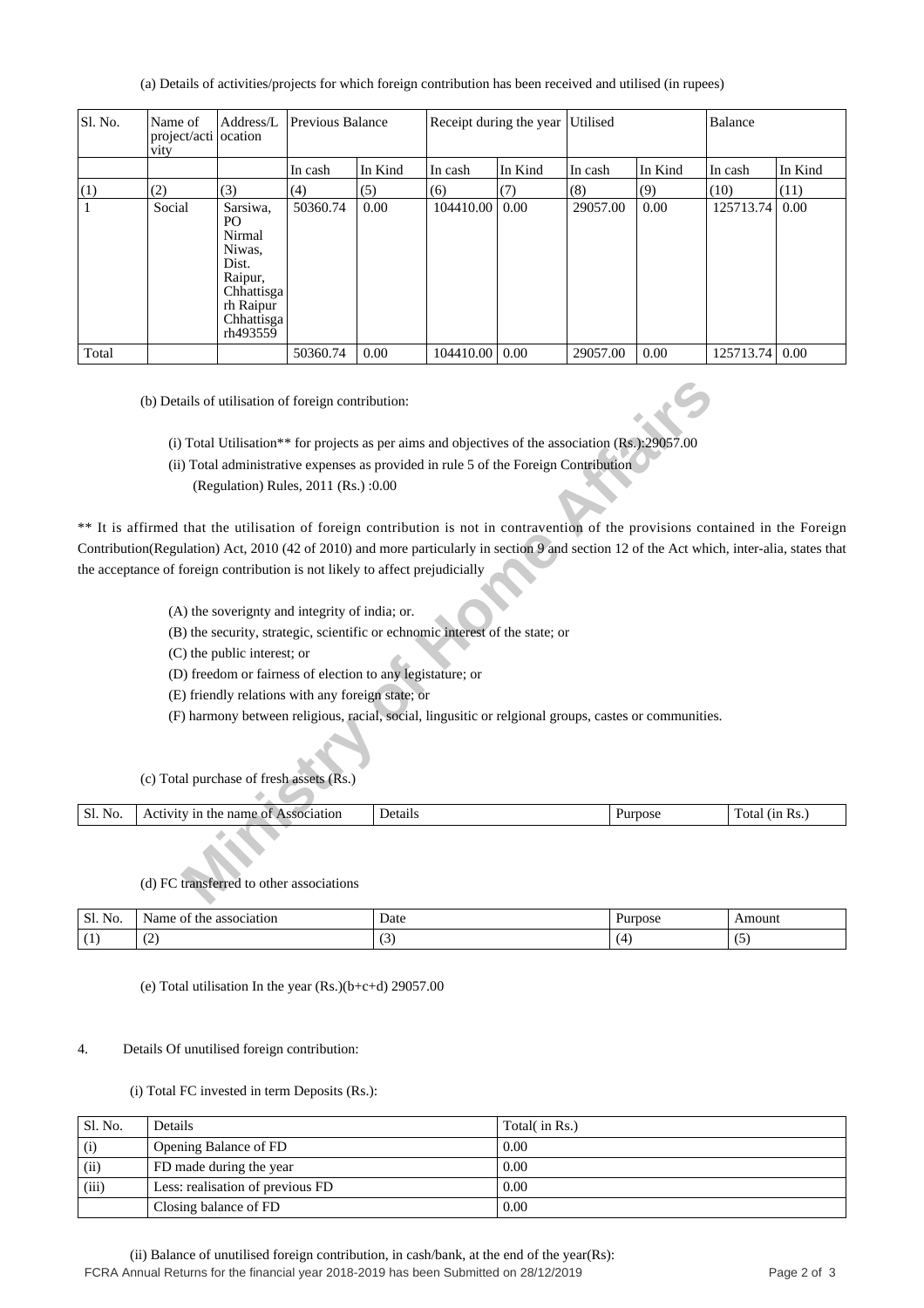(a) Details of activities/projects for which foreign contribution has been received and utilised (in rupees)

| Sl. No. | Name of project/activity | Address/Location | Previous Balance | | Receipt during the year | | Utilised | | Balance | |
|---|---|---|---|---|---|---|---|---|---|---|
| | | | In cash | In Kind | In cash | In Kind | In cash | In Kind | In cash | In Kind |
| (1) | (2) | (3) | (4) | (5) | (6) | (7) | (8) | (9) | (10) | (11) |
| 1 | Social | Sarsiwa, PO Nirmal Niwas, Dist. Raipur, Chhattisgarh Raipur Chhattisgarh493559 | 50360.74 | 0.00 | 104410.00 | 0.00 | 29057.00 | 0.00 | 125713.74 | 0.00 |
| Total | | | 50360.74 | 0.00 | 104410.00 | 0.00 | 29057.00 | 0.00 | 125713.74 | 0.00 |

(b) Details of utilisation of foreign contribution:

(i) Total Utilisation** for projects as per aims and objectives of the association (Rs.):29057.00

(ii) Total administrative expenses as provided in rule 5 of the Foreign Contribution (Regulation) Rules, 2011 (Rs.) :0.00

** It is affirmed that the utilisation of foreign contribution is not in contravention of the provisions contained in the Foreign Contribution(Regulation) Act, 2010 (42 of 2010) and more particularly in section 9 and section 12 of the Act which, inter-alia, states that the acceptance of foreign contribution is not likely to affect prejudicially

(A) the soverignty and integrity of india; or.

(B) the security, strategic, scientific or echnomic interest of the state; or

(C) the public interest; or

(D) freedom or fairness of election to any legistature; or

(E) friendly relations with any foreign state; or

(F) harmony between religious, racial, social, lingusitic or relgional groups, castes or communities.

(c) Total purchase of fresh assets (Rs.)

| Sl. No. | Activity in the name of Association | Details | Purpose | Total (in Rs.) |
|---|---|---|---|---|

(d) FC transferred to other associations

| Sl. No. | Name of the association | Date | Purpose | Amount |
|---|---|---|---|---|
| (1) | (2) | (3) | (4) | (5) |

(e) Total utilisation In the year (Rs.)(b+c+d) 29057.00

4. Details Of unutilised foreign contribution:

(i) Total FC invested in term Deposits (Rs.):

| Sl. No. | Details | Total( in Rs.) |
|---|---|---|
| (i) | Opening Balance of FD | 0.00 |
| (ii) | FD made during the year | 0.00 |
| (iii) | Less: realisation of previous FD | 0.00 |
| | Closing balance of FD | 0.00 |

(ii) Balance of unutilised foreign contribution, in cash/bank, at the end of the year(Rs):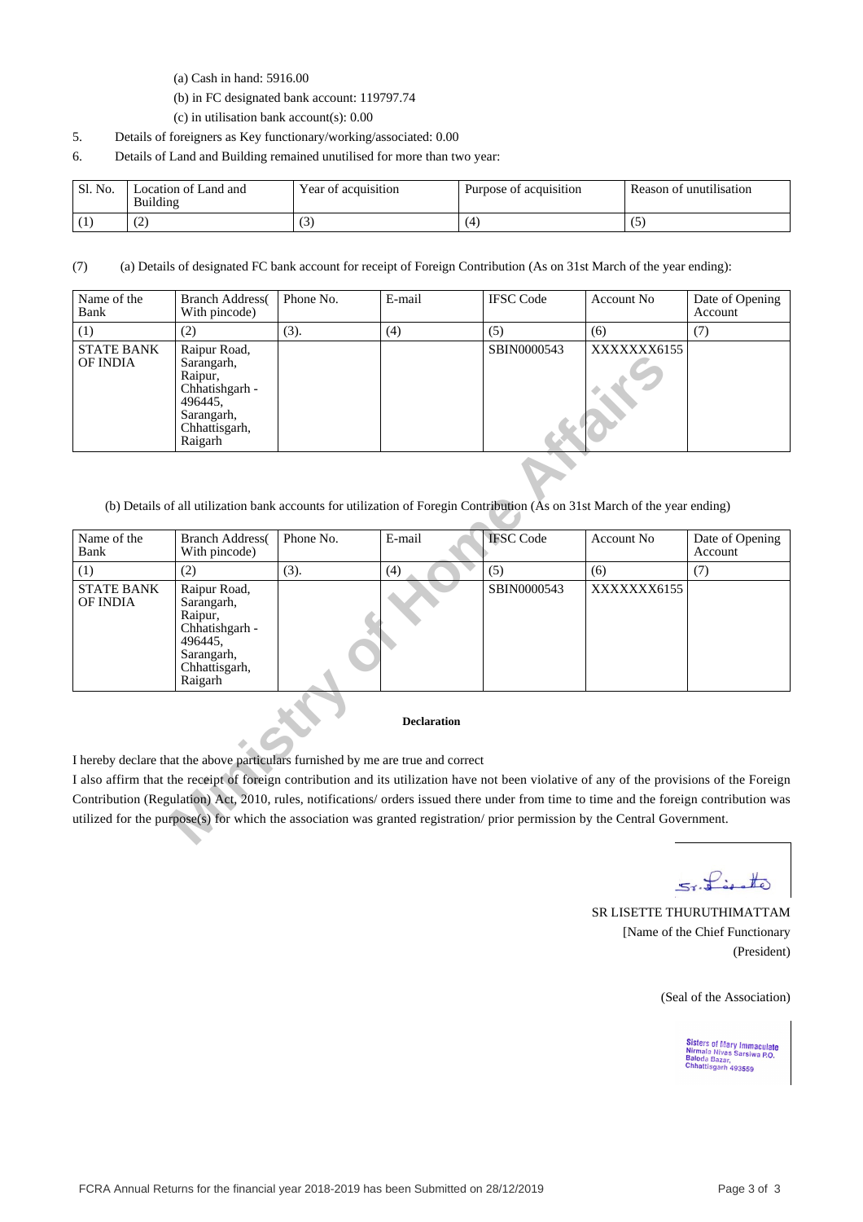(a) Cash in hand: 5916.00

(b) in FC designated bank account: 119797.74

(c) in utilisation bank account(s): 0.00

5. Details of foreigners as Key functionary/working/associated: 0.00

6. Details of Land and Building remained unutilised for more than two year:

| Sl. No. | Location of Land and Building | Year of acquisition | Purpose of acquisition | Reason of unutilisation |
|---|---|---|---|---|
| (1) | (2) | (3) | (4) | (5) |

(7) (a) Details of designated FC bank account for receipt of Foreign Contribution (As on 31st March of the year ending):

| Name of the Bank | Branch Address( With pincode) | Phone No. | E-mail | IFSC Code | Account No | Date of Opening Account |
|---|---|---|---|---|---|---|
| (1) | (2) | (3). | (4) | (5) | (6) | (7) |
| STATE BANK OF INDIA | Raipur Road, Sarangarh, Raipur, Chhatishgarh - 496445, Sarangarh, Chhattisgarh, Raigarh | | | SBIN0000543 | XXXXXXX6155 | |

(b) Details of all utilization bank accounts for utilization of Foregin Contribution (As on 31st March of the year ending)

| Name of the Bank | Branch Address( With pincode) | Phone No. | E-mail | IFSC Code | Account No | Date of Opening Account |
|---|---|---|---|---|---|---|
| (1) | (2) | (3). | (4) | (5) | (6) | (7) |
| STATE BANK OF INDIA | Raipur Road, Sarangarh, Raipur, Chhatishgarh - 496445, Sarangarh, Chhattisgarh, Raigarh | | | SBIN0000543 | XXXXXXX6155 | |

**Declaration**

I hereby declare that the above particulars furnished by me are true and correct

I also affirm that the receipt of foreign contribution and its utilization have not been violative of any of the provisions of the Foreign Contribution (Regulation) Act, 2010, rules, notifications/ orders issued there under from time to time and the foreign contribution was utilized for the purpose(s) for which the association was granted registration/ prior permission by the Central Government.

SR LISETTE THURUTHIMATTAM
[Name of the Chief Functionary
(President)

(Seal of the Association)

Sisters of Mary Immaculate
Nirmala Nivas Sarsiwa P.O.
Baloda Bazar,
Chhattisgarh 493559